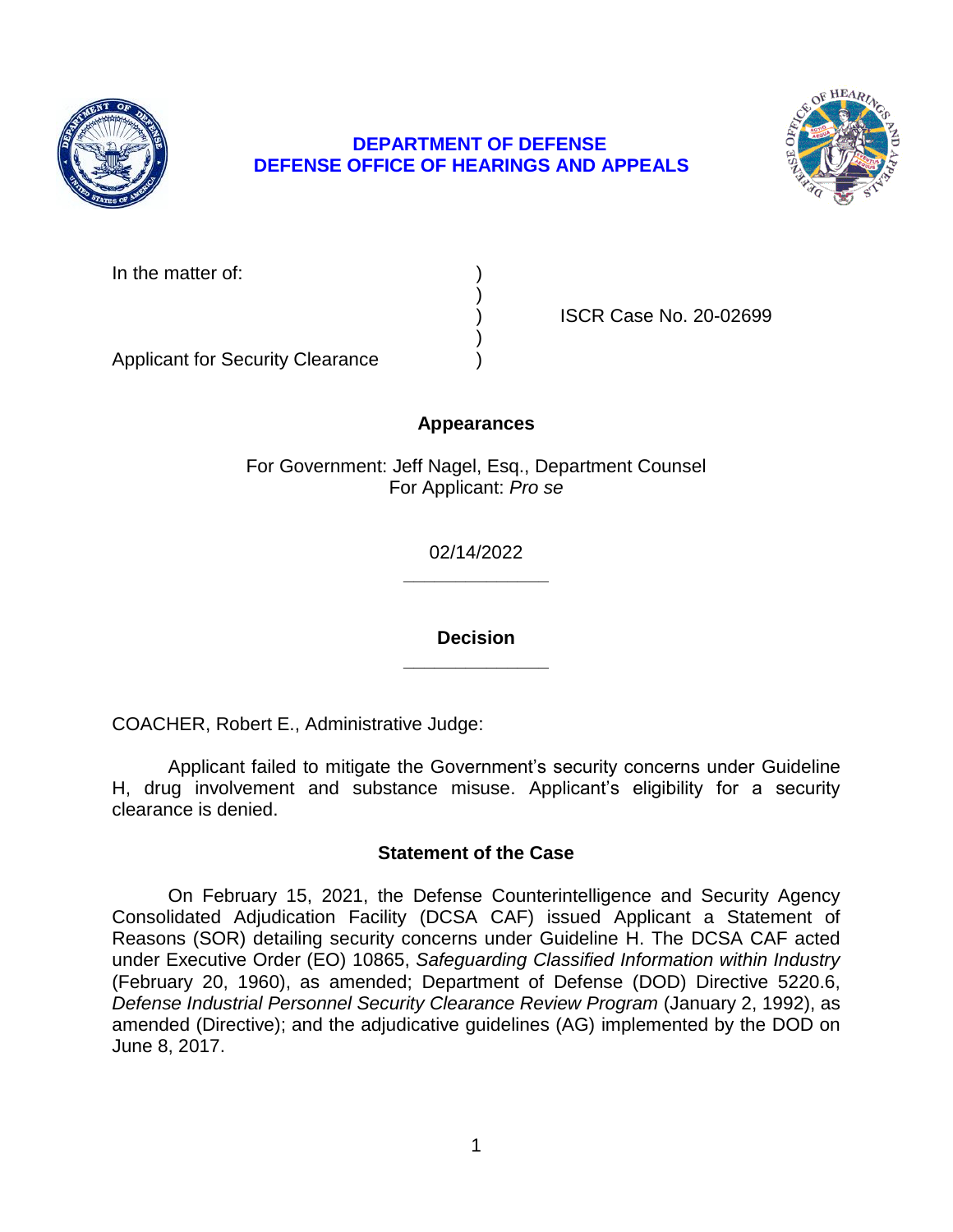**DEPARTMENT OF DEFENSE**
**DEFENSE OFFICE OF HEARINGS AND APPEALS**

| | | |
|---|---|---|
| In the matter of: | ) | |
| | ) | |
| | ) | ISCR Case No. 20-02699 |
| | ) | |
| Applicant for Security Clearance | ) | |

## Appearances

For Government: Jeff Nagel, Esq., Department Counsel
For Applicant: *Pro se*

02/14/2022

______________

## Decision

______________

COACHER, Robert E., Administrative Judge:

Applicant failed to mitigate the Government's security concerns under Guideline H, drug involvement and substance misuse. Applicant's eligibility for a security clearance is denied.

## Statement of the Case

On February 15, 2021, the Defense Counterintelligence and Security Agency Consolidated Adjudication Facility (DCSA CAF) issued Applicant a Statement of Reasons (SOR) detailing security concerns under Guideline H. The DCSA CAF acted under Executive Order (EO) 10865, *Safeguarding Classified Information within Industry* (February 20, 1960), as amended; Department of Defense (DOD) Directive 5220.6, *Defense Industrial Personnel Security Clearance Review Program* (January 2, 1992), as amended (Directive); and the adjudicative guidelines (AG) implemented by the DOD on June 8, 2017.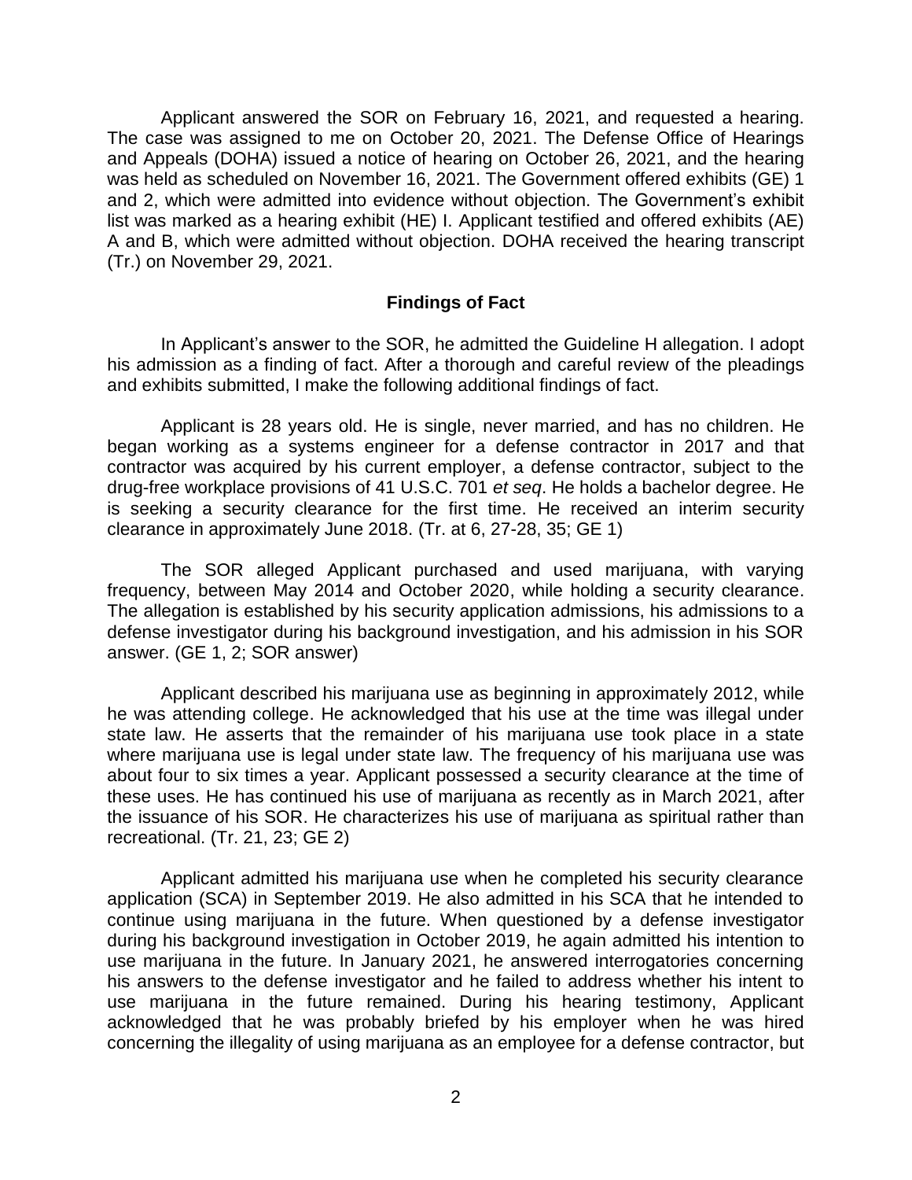Applicant answered the SOR on February 16, 2021, and requested a hearing. The case was assigned to me on October 20, 2021. The Defense Office of Hearings and Appeals (DOHA) issued a notice of hearing on October 26, 2021, and the hearing was held as scheduled on November 16, 2021. The Government offered exhibits (GE) 1 and 2, which were admitted into evidence without objection. The Government's exhibit list was marked as a hearing exhibit (HE) I. Applicant testified and offered exhibits (AE) A and B, which were admitted without objection. DOHA received the hearing transcript (Tr.) on November 29, 2021.

## Findings of Fact

In Applicant's answer to the SOR, he admitted the Guideline H allegation. I adopt his admission as a finding of fact. After a thorough and careful review of the pleadings and exhibits submitted, I make the following additional findings of fact.

Applicant is 28 years old. He is single, never married, and has no children. He began working as a systems engineer for a defense contractor in 2017 and that contractor was acquired by his current employer, a defense contractor, subject to the drug-free workplace provisions of 41 U.S.C. 701 *et seq*. He holds a bachelor degree. He is seeking a security clearance for the first time. He received an interim security clearance in approximately June 2018. (Tr. at 6, 27-28, 35; GE 1)

The SOR alleged Applicant purchased and used marijuana, with varying frequency, between May 2014 and October 2020, while holding a security clearance. The allegation is established by his security application admissions, his admissions to a defense investigator during his background investigation, and his admission in his SOR answer. (GE 1, 2; SOR answer)

Applicant described his marijuana use as beginning in approximately 2012, while he was attending college. He acknowledged that his use at the time was illegal under state law. He asserts that the remainder of his marijuana use took place in a state where marijuana use is legal under state law. The frequency of his marijuana use was about four to six times a year. Applicant possessed a security clearance at the time of these uses. He has continued his use of marijuana as recently as in March 2021, after the issuance of his SOR. He characterizes his use of marijuana as spiritual rather than recreational. (Tr. 21, 23; GE 2)

Applicant admitted his marijuana use when he completed his security clearance application (SCA) in September 2019. He also admitted in his SCA that he intended to continue using marijuana in the future. When questioned by a defense investigator during his background investigation in October 2019, he again admitted his intention to use marijuana in the future. In January 2021, he answered interrogatories concerning his answers to the defense investigator and he failed to address whether his intent to use marijuana in the future remained. During his hearing testimony, Applicant acknowledged that he was probably briefed by his employer when he was hired concerning the illegality of using marijuana as an employee for a defense contractor, but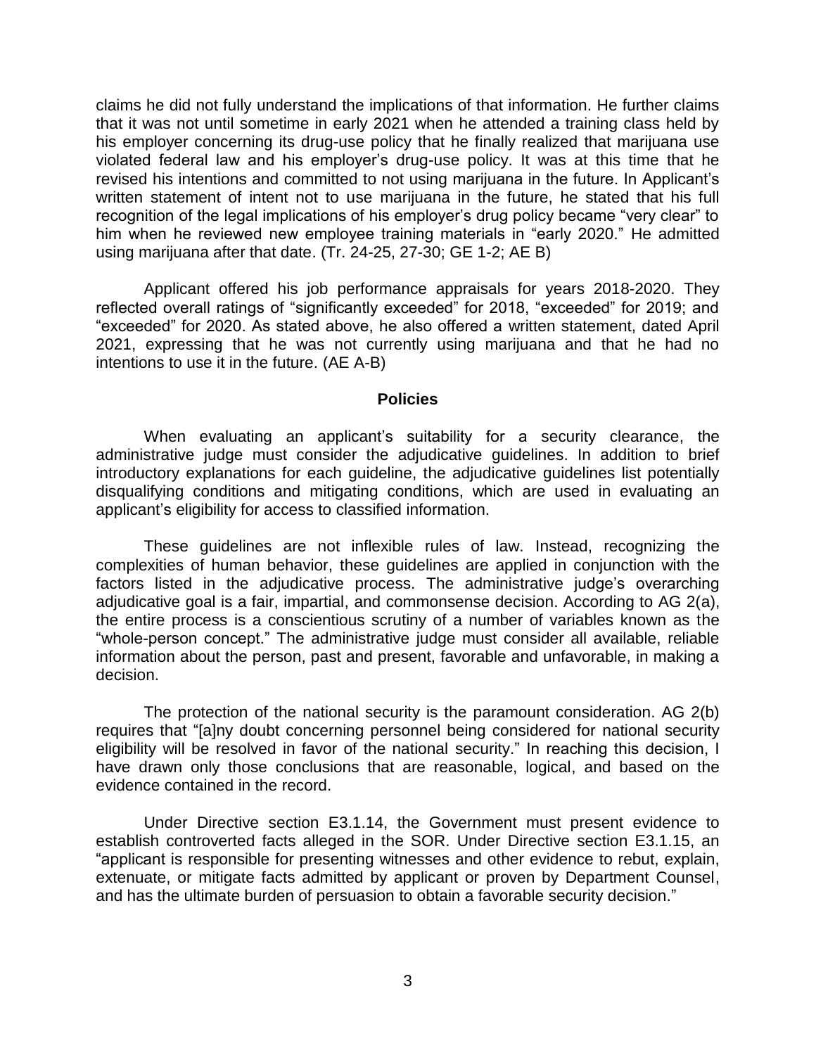claims he did not fully understand the implications of that information. He further claims that it was not until sometime in early 2021 when he attended a training class held by his employer concerning its drug-use policy that he finally realized that marijuana use violated federal law and his employer's drug-use policy. It was at this time that he revised his intentions and committed to not using marijuana in the future. In Applicant's written statement of intent not to use marijuana in the future, he stated that his full recognition of the legal implications of his employer's drug policy became "very clear" to him when he reviewed new employee training materials in "early 2020." He admitted using marijuana after that date. (Tr. 24-25, 27-30; GE 1-2; AE B)

Applicant offered his job performance appraisals for years 2018-2020. They reflected overall ratings of "significantly exceeded" for 2018, "exceeded" for 2019; and "exceeded" for 2020. As stated above, he also offered a written statement, dated April 2021, expressing that he was not currently using marijuana and that he had no intentions to use it in the future. (AE A-B)

## Policies

When evaluating an applicant's suitability for a security clearance, the administrative judge must consider the adjudicative guidelines. In addition to brief introductory explanations for each guideline, the adjudicative guidelines list potentially disqualifying conditions and mitigating conditions, which are used in evaluating an applicant's eligibility for access to classified information.

These guidelines are not inflexible rules of law. Instead, recognizing the complexities of human behavior, these guidelines are applied in conjunction with the factors listed in the adjudicative process. The administrative judge's overarching adjudicative goal is a fair, impartial, and commonsense decision. According to AG 2(a), the entire process is a conscientious scrutiny of a number of variables known as the "whole-person concept." The administrative judge must consider all available, reliable information about the person, past and present, favorable and unfavorable, in making a decision.

The protection of the national security is the paramount consideration. AG 2(b) requires that "[a]ny doubt concerning personnel being considered for national security eligibility will be resolved in favor of the national security." In reaching this decision, I have drawn only those conclusions that are reasonable, logical, and based on the evidence contained in the record.

Under Directive section E3.1.14, the Government must present evidence to establish controverted facts alleged in the SOR. Under Directive section E3.1.15, an "applicant is responsible for presenting witnesses and other evidence to rebut, explain, extenuate, or mitigate facts admitted by applicant or proven by Department Counsel, and has the ultimate burden of persuasion to obtain a favorable security decision."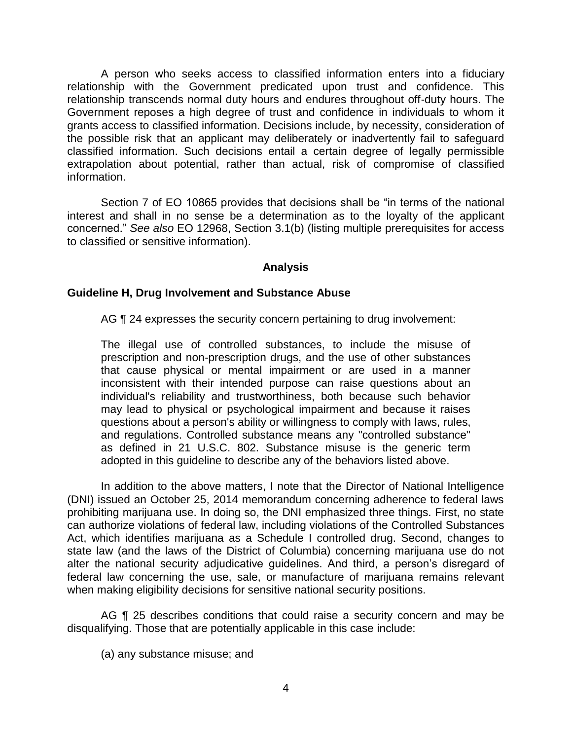A person who seeks access to classified information enters into a fiduciary relationship with the Government predicated upon trust and confidence. This relationship transcends normal duty hours and endures throughout off-duty hours. The Government reposes a high degree of trust and confidence in individuals to whom it grants access to classified information. Decisions include, by necessity, consideration of the possible risk that an applicant may deliberately or inadvertently fail to safeguard classified information. Such decisions entail a certain degree of legally permissible extrapolation about potential, rather than actual, risk of compromise of classified information.

Section 7 of EO 10865 provides that decisions shall be "in terms of the national interest and shall in no sense be a determination as to the loyalty of the applicant concerned." *See also* EO 12968, Section 3.1(b) (listing multiple prerequisites for access to classified or sensitive information).

## Analysis

### Guideline H, Drug Involvement and Substance Abuse

AG ¶ 24 expresses the security concern pertaining to drug involvement:

> The illegal use of controlled substances, to include the misuse of prescription and non-prescription drugs, and the use of other substances that cause physical or mental impairment or are used in a manner inconsistent with their intended purpose can raise questions about an individual's reliability and trustworthiness, both because such behavior may lead to physical or psychological impairment and because it raises questions about a person's ability or willingness to comply with laws, rules, and regulations. Controlled substance means any "controlled substance" as defined in 21 U.S.C. 802. Substance misuse is the generic term adopted in this guideline to describe any of the behaviors listed above.

In addition to the above matters, I note that the Director of National Intelligence (DNI) issued an October 25, 2014 memorandum concerning adherence to federal laws prohibiting marijuana use. In doing so, the DNI emphasized three things. First, no state can authorize violations of federal law, including violations of the Controlled Substances Act, which identifies marijuana as a Schedule I controlled drug. Second, changes to state law (and the laws of the District of Columbia) concerning marijuana use do not alter the national security adjudicative guidelines. And third, a person's disregard of federal law concerning the use, sale, or manufacture of marijuana remains relevant when making eligibility decisions for sensitive national security positions.

AG ¶ 25 describes conditions that could raise a security concern and may be disqualifying. Those that are potentially applicable in this case include:

(a) any substance misuse; and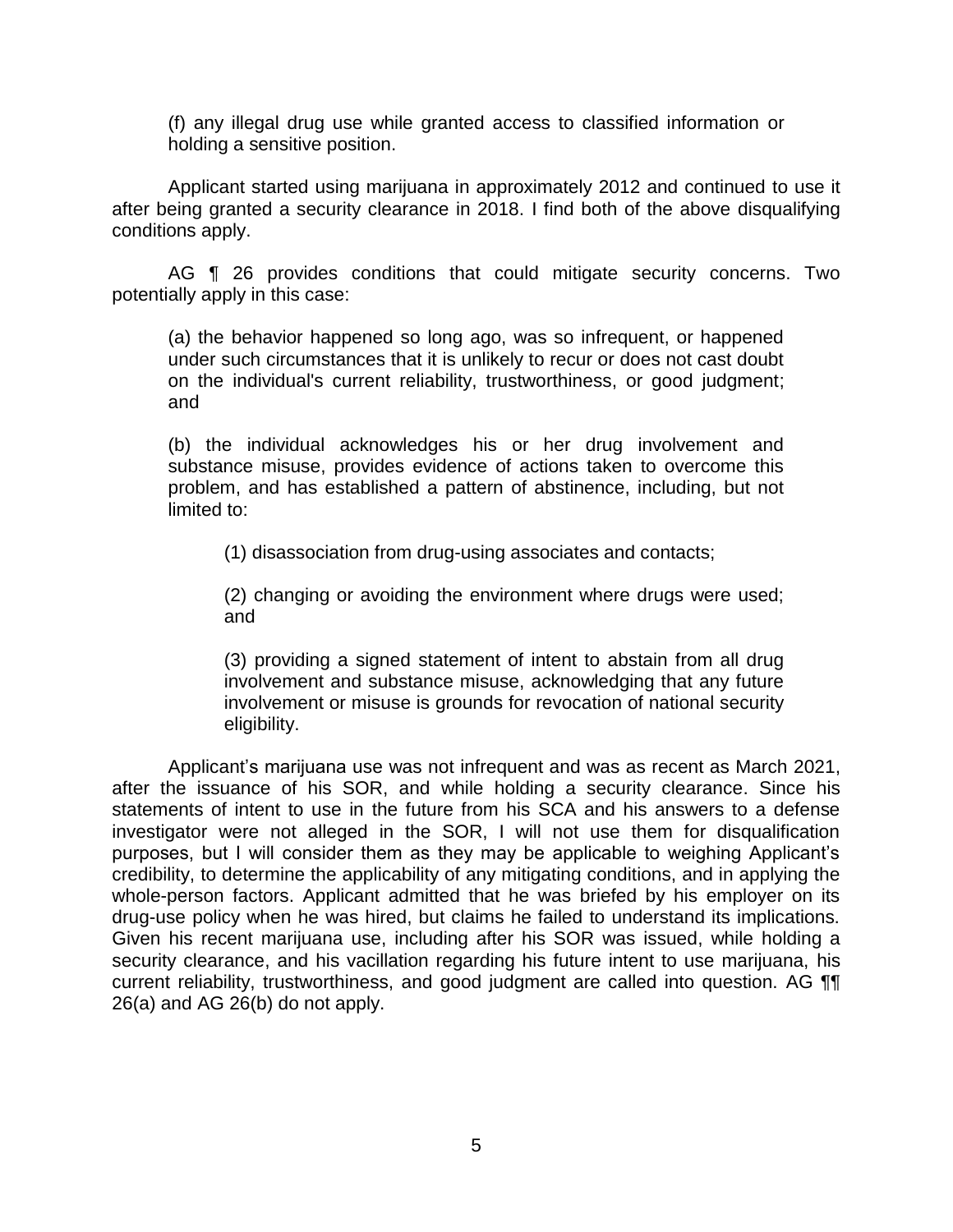(f) any illegal drug use while granted access to classified information or holding a sensitive position.

Applicant started using marijuana in approximately 2012 and continued to use it after being granted a security clearance in 2018. I find both of the above disqualifying conditions apply.

AG ¶ 26 provides conditions that could mitigate security concerns. Two potentially apply in this case:

> (a) the behavior happened so long ago, was so infrequent, or happened under such circumstances that it is unlikely to recur or does not cast doubt on the individual's current reliability, trustworthiness, or good judgment; and
>
> (b) the individual acknowledges his or her drug involvement and substance misuse, provides evidence of actions taken to overcome this problem, and has established a pattern of abstinence, including, but not limited to:
>
> > (1) disassociation from drug-using associates and contacts;
> >
> > (2) changing or avoiding the environment where drugs were used; and
> >
> > (3) providing a signed statement of intent to abstain from all drug involvement and substance misuse, acknowledging that any future involvement or misuse is grounds for revocation of national security eligibility.

Applicant's marijuana use was not infrequent and was as recent as March 2021, after the issuance of his SOR, and while holding a security clearance. Since his statements of intent to use in the future from his SCA and his answers to a defense investigator were not alleged in the SOR, I will not use them for disqualification purposes, but I will consider them as they may be applicable to weighing Applicant's credibility, to determine the applicability of any mitigating conditions, and in applying the whole-person factors. Applicant admitted that he was briefed by his employer on its drug-use policy when he was hired, but claims he failed to understand its implications. Given his recent marijuana use, including after his SOR was issued, while holding a security clearance, and his vacillation regarding his future intent to use marijuana, his current reliability, trustworthiness, and good judgment are called into question. AG ¶¶ 26(a) and AG 26(b) do not apply.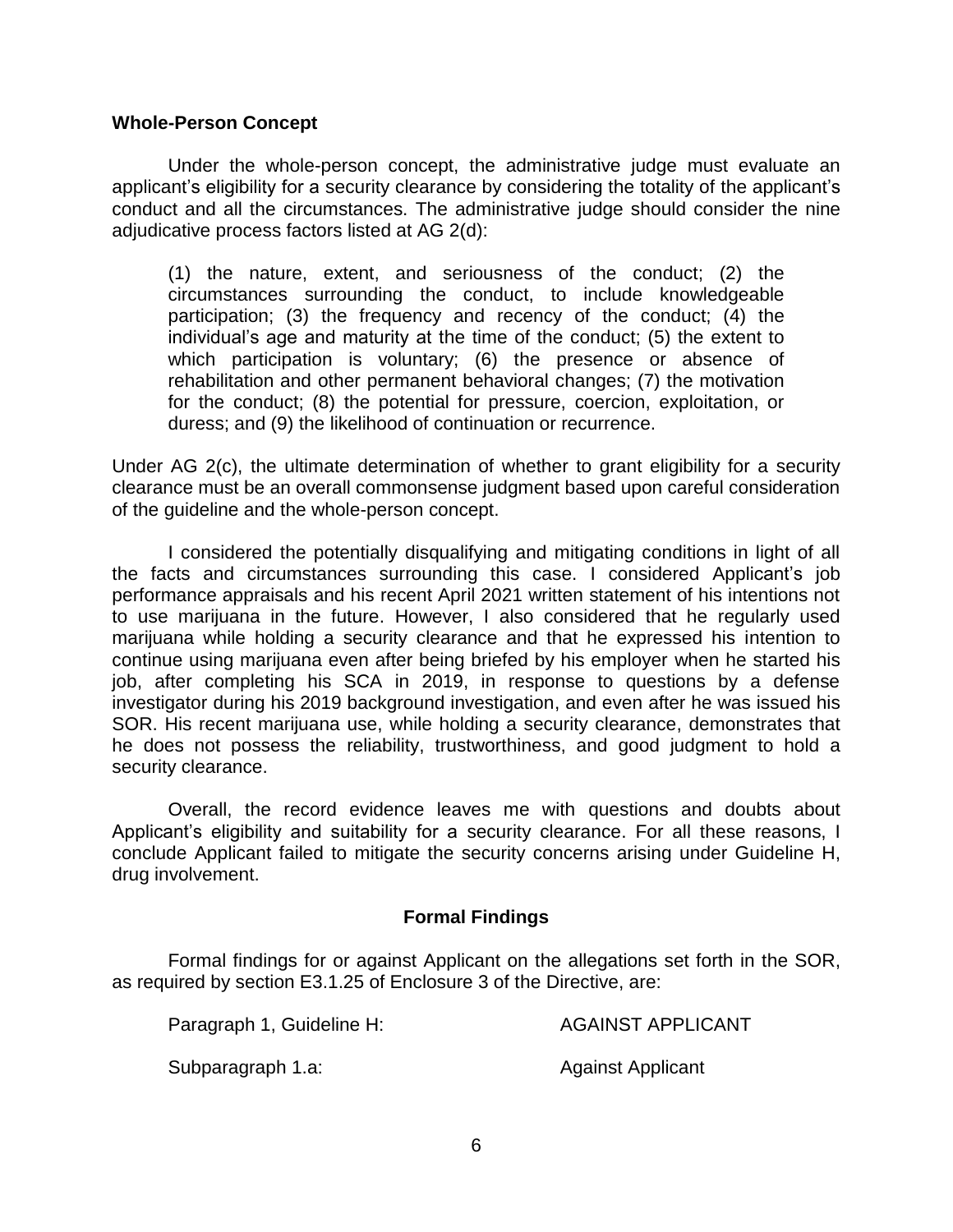**Whole-Person Concept**

Under the whole-person concept, the administrative judge must evaluate an applicant's eligibility for a security clearance by considering the totality of the applicant's conduct and all the circumstances. The administrative judge should consider the nine adjudicative process factors listed at AG 2(d):

> (1) the nature, extent, and seriousness of the conduct; (2) the circumstances surrounding the conduct, to include knowledgeable participation; (3) the frequency and recency of the conduct; (4) the individual's age and maturity at the time of the conduct; (5) the extent to which participation is voluntary; (6) the presence or absence of rehabilitation and other permanent behavioral changes; (7) the motivation for the conduct; (8) the potential for pressure, coercion, exploitation, or duress; and (9) the likelihood of continuation or recurrence.

Under AG 2(c), the ultimate determination of whether to grant eligibility for a security clearance must be an overall commonsense judgment based upon careful consideration of the guideline and the whole-person concept.

I considered the potentially disqualifying and mitigating conditions in light of all the facts and circumstances surrounding this case. I considered Applicant's job performance appraisals and his recent April 2021 written statement of his intentions not to use marijuana in the future. However, I also considered that he regularly used marijuana while holding a security clearance and that he expressed his intention to continue using marijuana even after being briefed by his employer when he started his job, after completing his SCA in 2019, in response to questions by a defense investigator during his 2019 background investigation, and even after he was issued his SOR. His recent marijuana use, while holding a security clearance, demonstrates that he does not possess the reliability, trustworthiness, and good judgment to hold a security clearance.

Overall, the record evidence leaves me with questions and doubts about Applicant's eligibility and suitability for a security clearance. For all these reasons, I conclude Applicant failed to mitigate the security concerns arising under Guideline H, drug involvement.

**Formal Findings**

Formal findings for or against Applicant on the allegations set forth in the SOR, as required by section E3.1.25 of Enclosure 3 of the Directive, are:

| | |
|---|---|
| Paragraph 1, Guideline H: | AGAINST APPLICANT |
| Subparagraph 1.a: | Against Applicant |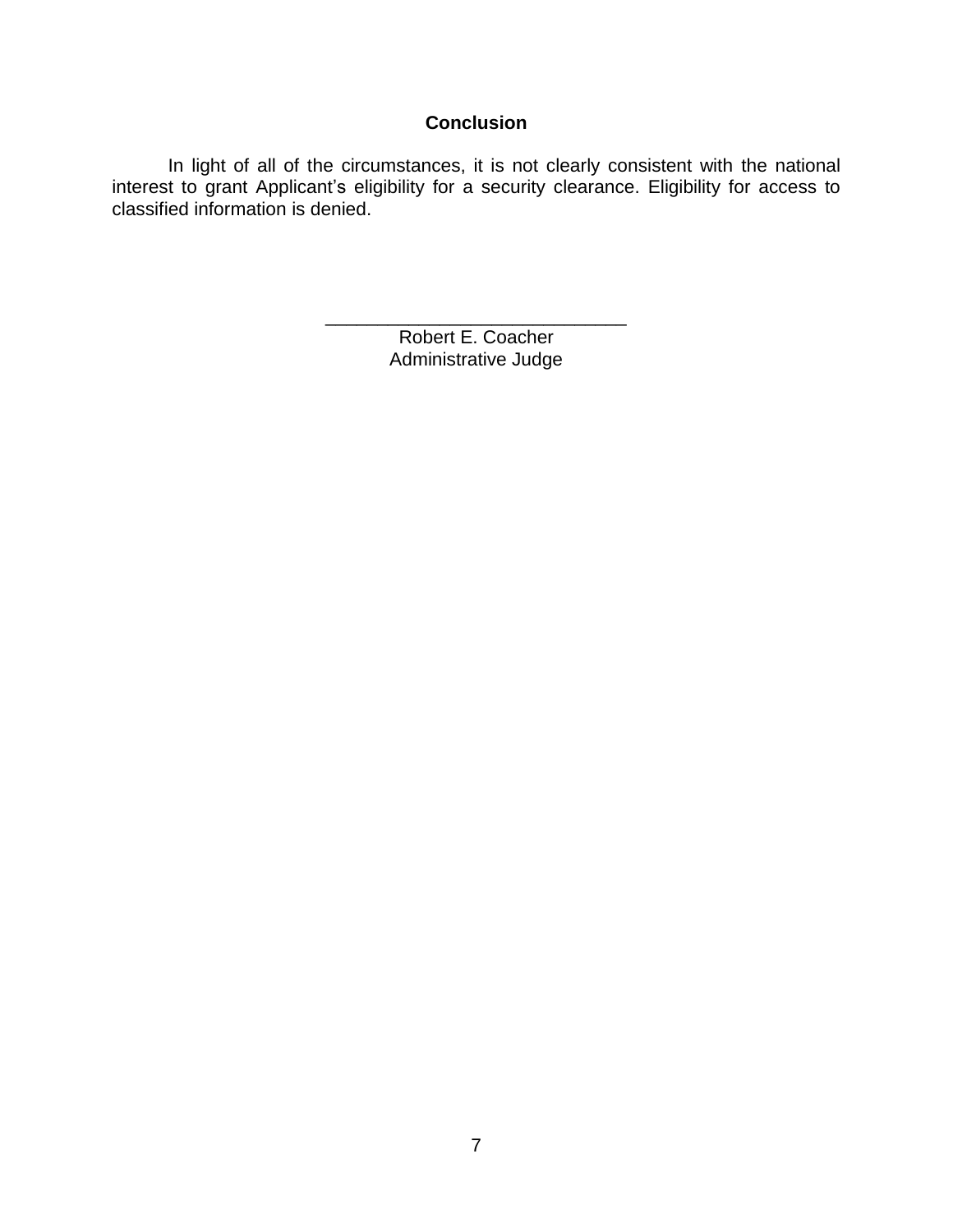## Conclusion

In light of all of the circumstances, it is not clearly consistent with the national interest to grant Applicant's eligibility for a security clearance. Eligibility for access to classified information is denied.

______________________________
Robert E. Coacher
Administrative Judge